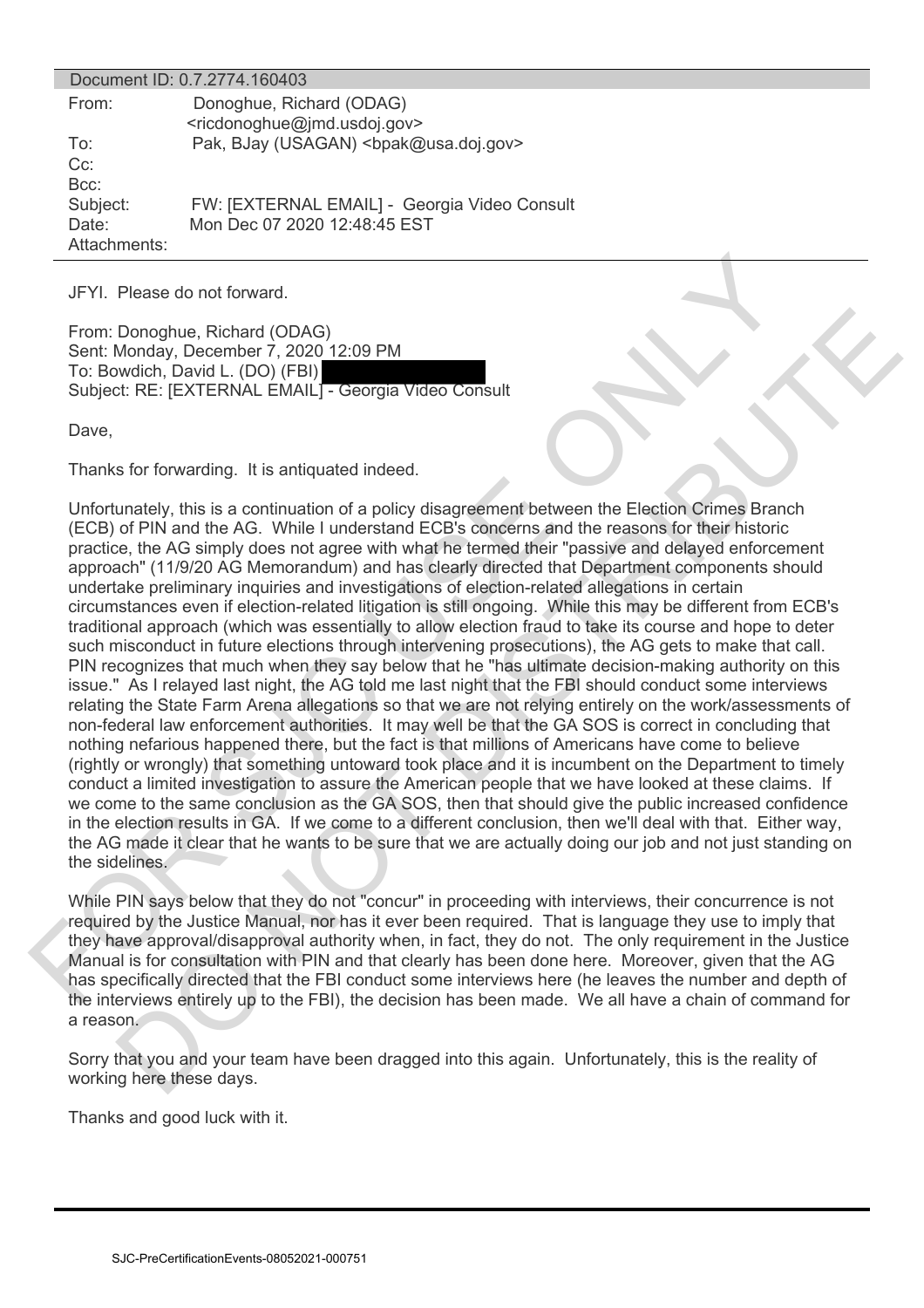Document ID: 0.7.2774.160403

| | |
|---|---|
| From: | Donoghue, Richard (ODAG) <ricdonoghue@jmd.usdoj.gov> |
| To: | Pak, BJay (USAGAN) <bpak@usa.doj.gov> |
| Cc: | |
| Bcc: | |
| Subject: | FW: [EXTERNAL EMAIL] - Georgia Video Consult |
| Date: | Mon Dec 07 2020 12:48:45 EST |
| Attachments: | |

JFYI. Please do not forward.

From: Donoghue, Richard (ODAG)
Sent: Monday, December 7, 2020 12:09 PM
To: Bowdich, David L. (DO) (FBI) [REDACTED]
Subject: RE: [EXTERNAL EMAIL] - Georgia Video Consult

Dave,

Thanks for forwarding. It is antiquated indeed.

Unfortunately, this is a continuation of a policy disagreement between the Election Crimes Branch (ECB) of PIN and the AG. While I understand ECB's concerns and the reasons for their historic practice, the AG simply does not agree with what he termed their "passive and delayed enforcement approach" (11/9/20 AG Memorandum) and has clearly directed that Department components should undertake preliminary inquiries and investigations of election-related allegations in certain circumstances even if election-related litigation is still ongoing. While this may be different from ECB's traditional approach (which was essentially to allow election fraud to take its course and hope to deter such misconduct in future elections through intervening prosecutions), the AG gets to make that call. PIN recognizes that much when they say below that he "has ultimate decision-making authority on this issue." As I relayed last night, the AG told me last night that the FBI should conduct some interviews relating the State Farm Arena allegations so that we are not relying entirely on the work/assessments of non-federal law enforcement authorities. It may well be that the GA SOS is correct in concluding that nothing nefarious happened there, but the fact is that millions of Americans have come to believe (rightly or wrongly) that something untoward took place and it is incumbent on the Department to timely conduct a limited investigation to assure the American people that we have looked at these claims. If we come to the same conclusion as the GA SOS, then that should give the public increased confidence in the election results in GA. If we come to a different conclusion, then we'll deal with that. Either way, the AG made it clear that he wants to be sure that we are actually doing our job and not just standing on the sidelines.

While PIN says below that they do not "concur" in proceeding with interviews, their concurrence is not required by the Justice Manual, nor has it ever been required. That is language they use to imply that they have approval/disapproval authority when, in fact, they do not. The only requirement in the Justice Manual is for consultation with PIN and that clearly has been done here. Moreover, given that the AG has specifically directed that the FBI conduct some interviews here (he leaves the number and depth of the interviews entirely up to the FBI), the decision has been made. We all have a chain of command for a reason.

Sorry that you and your team have been dragged into this again. Unfortunately, this is the reality of working here these days.

Thanks and good luck with it.

SJC-PreCertificationEvents-08052021-000751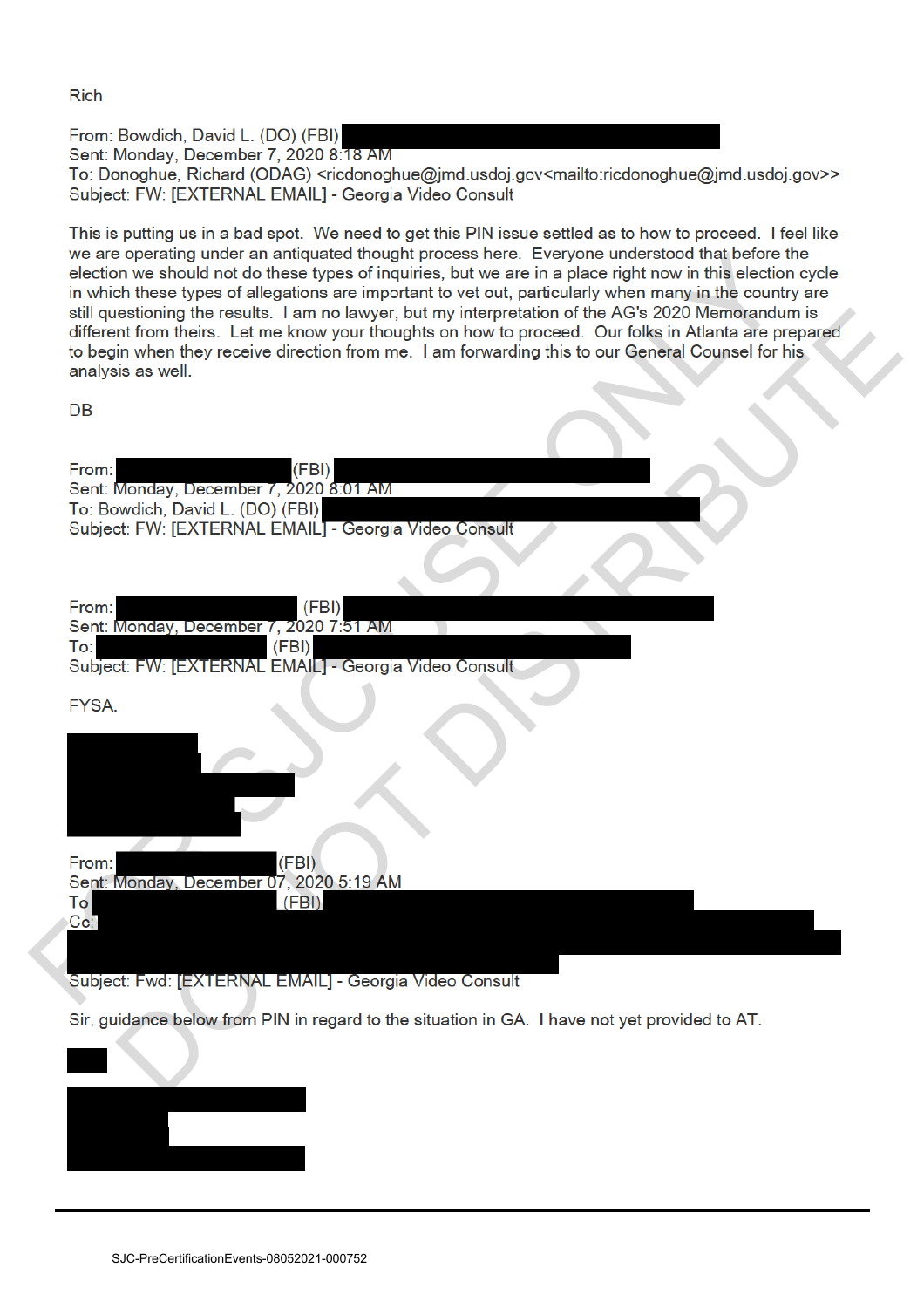Rich

From: Bowdich, David L. (DO) (FBI)
Sent: Monday, December 7, 2020 8:18 AM
To: Donoghue, Richard (ODAG) <ricdonoghue@jmd.usdoj.gov<mailto:ricdonoghue@jmd.usdoj.gov>>
Subject: FW: [EXTERNAL EMAIL] - Georgia Video Consult

This is putting us in a bad spot. We need to get this PIN issue settled as to how to proceed. I feel like we are operating under an antiquated thought process here. Everyone understood that before the election we should not do these types of inquiries, but we are in a place right now in this election cycle in which these types of allegations are important to vet out, particularly when many in the country are still questioning the results. I am no lawyer, but my interpretation of the AG's 2020 Memorandum is different from theirs. Let me know your thoughts on how to proceed. Our folks in Atlanta are prepared to begin when they receive direction from me. I am forwarding this to our General Counsel for his analysis as well.

DB

From: (FBI)
Sent: Monday, December 7, 2020 8:01 AM
To: Bowdich, David L. (DO) (FBI)
Subject: FW: [EXTERNAL EMAIL] - Georgia Video Consult

From: (FBI)
Sent: Monday, December 7, 2020 7:51 AM
To: (FBI)
Subject: FW: [EXTERNAL EMAIL] - Georgia Video Consult

FYSA.

From: (FBI)
Sent: Monday, December 07, 2020 5:19 AM
To: (FBI)
Cc:
Subject: Fwd: [EXTERNAL EMAIL] - Georgia Video Consult

Sir, guidance below from PIN in regard to the situation in GA. I have not yet provided to AT.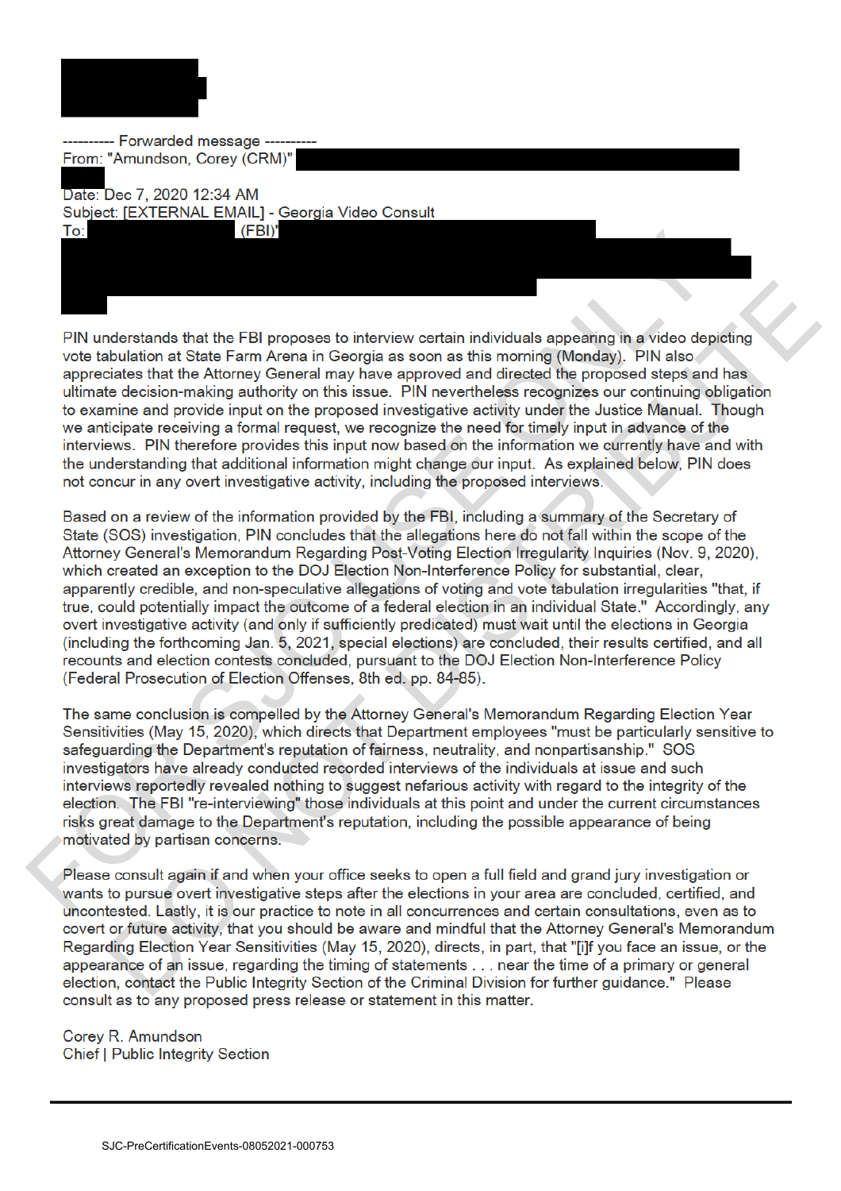---------- Forwarded message ----------
From: "Amundson, Corey (CRM)"

Date: Dec 7, 2020 12:34 AM
Subject: [EXTERNAL EMAIL] - Georgia Video Consult
To: (FBI)

PIN understands that the FBI proposes to interview certain individuals appearing in a video depicting vote tabulation at State Farm Arena in Georgia as soon as this morning (Monday). PIN also appreciates that the Attorney General may have approved and directed the proposed steps and has ultimate decision-making authority on this issue. PIN nevertheless recognizes our continuing obligation to examine and provide input on the proposed investigative activity under the Justice Manual. Though we anticipate receiving a formal request, we recognize the need for timely input in advance of the interviews. PIN therefore provides this input now based on the information we currently have and with the understanding that additional information might change our input. As explained below, PIN does not concur in any overt investigative activity, including the proposed interviews.

Based on a review of the information provided by the FBI, including a summary of the Secretary of State (SOS) investigation, PIN concludes that the allegations here do not fall within the scope of the Attorney General's Memorandum Regarding Post-Voting Election Irregularity Inquiries (Nov. 9, 2020), which created an exception to the DOJ Election Non-Interference Policy for substantial, clear, apparently credible, and non-speculative allegations of voting and vote tabulation irregularities "that, if true, could potentially impact the outcome of a federal election in an individual State." Accordingly, any overt investigative activity (and only if sufficiently predicated) must wait until the elections in Georgia (including the forthcoming Jan. 5, 2021, special elections) are concluded, their results certified, and all recounts and election contests concluded, pursuant to the DOJ Election Non-Interference Policy (Federal Prosecution of Election Offenses, 8th ed. pp. 84-85).

The same conclusion is compelled by the Attorney General's Memorandum Regarding Election Year Sensitivities (May 15, 2020), which directs that Department employees "must be particularly sensitive to safeguarding the Department's reputation of fairness, neutrality, and nonpartisanship." SOS investigators have already conducted recorded interviews of the individuals at issue and such interviews reportedly revealed nothing to suggest nefarious activity with regard to the integrity of the election. The FBI "re-interviewing" those individuals at this point and under the current circumstances risks great damage to the Department's reputation, including the possible appearance of being motivated by partisan concerns.

Please consult again if and when your office seeks to open a full field and grand jury investigation or wants to pursue overt investigative steps after the elections in your area are concluded, certified, and uncontested. Lastly, it is our practice to note in all concurrences and certain consultations, even as to covert or future activity, that you should be aware and mindful that the Attorney General's Memorandum Regarding Election Year Sensitivities (May 15, 2020), directs, in part, that "[i]f you face an issue, or the appearance of an issue, regarding the timing of statements . . . near the time of a primary or general election, contact the Public Integrity Section of the Criminal Division for further guidance." Please consult as to any proposed press release or statement in this matter.

Corey R. Amundson
Chief | Public Integrity Section

SJC-PreCertificationEvents-08052021-000753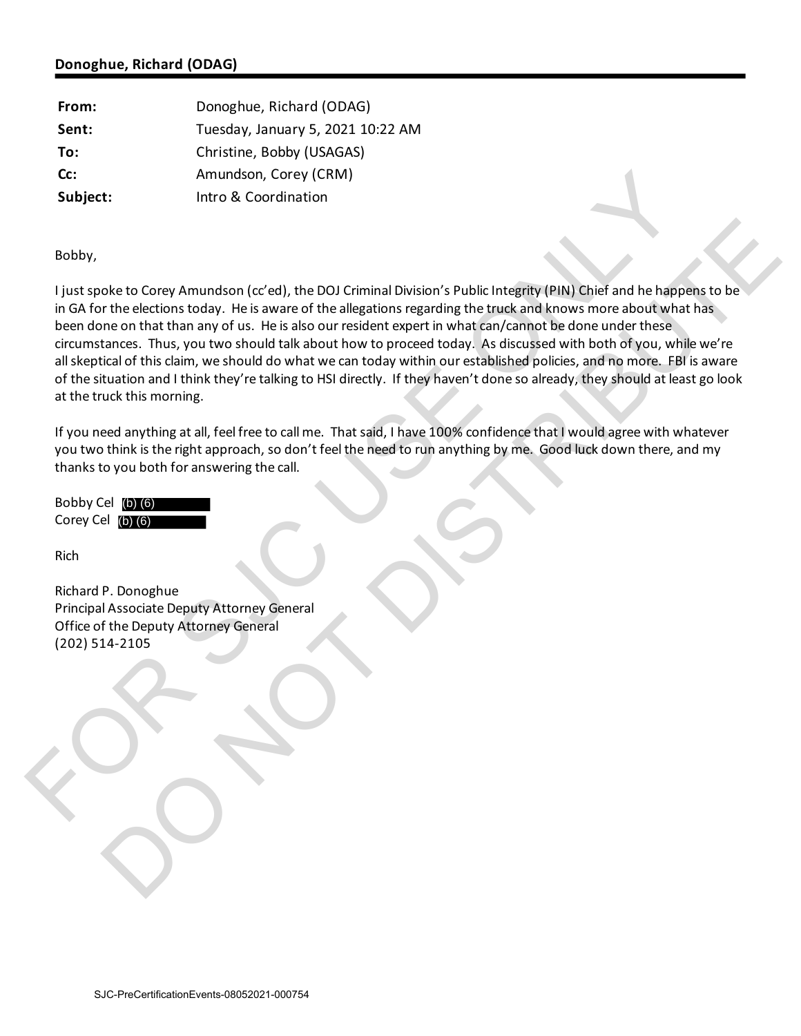**Donoghue, Richard (ODAG)**

| | |
|---|---|
| **From:** | Donoghue, Richard (ODAG) |
| **Sent:** | Tuesday, January 5, 2021 10:22 AM |
| **To:** | Christine, Bobby (USAGAS) |
| **Cc:** | Amundson, Corey (CRM) |
| **Subject:** | Intro & Coordination |

Bobby,

I just spoke to Corey Amundson (cc'ed), the DOJ Criminal Division's Public Integrity (PIN) Chief and he happens to be in GA for the elections today. He is aware of the allegations regarding the truck and knows more about what has been done on that than any of us. He is also our resident expert in what can/cannot be done under these circumstances. Thus, you two should talk about how to proceed today. As discussed with both of you, while we're all skeptical of this claim, we should do what we can today within our established policies, and no more. FBI is aware of the situation and I think they're talking to HSI directly. If they haven't done so already, they should at least go look at the truck this morning.

If you need anything at all, feel free to call me. That said, I have 100% confidence that I would agree with whatever you two think is the right approach, so don't feel the need to run anything by me. Good luck down there, and my thanks to you both for answering the call.

Bobby Cel (b) (6)
Corey Cel (b) (6)

Rich

Richard P. Donoghue
Principal Associate Deputy Attorney General
Office of the Deputy Attorney General
(202) 514-2105

FOR SJC USE ONLY
DO NOT DISTRIBUTE

SJC-PreCertificationEvents-08052021-000754